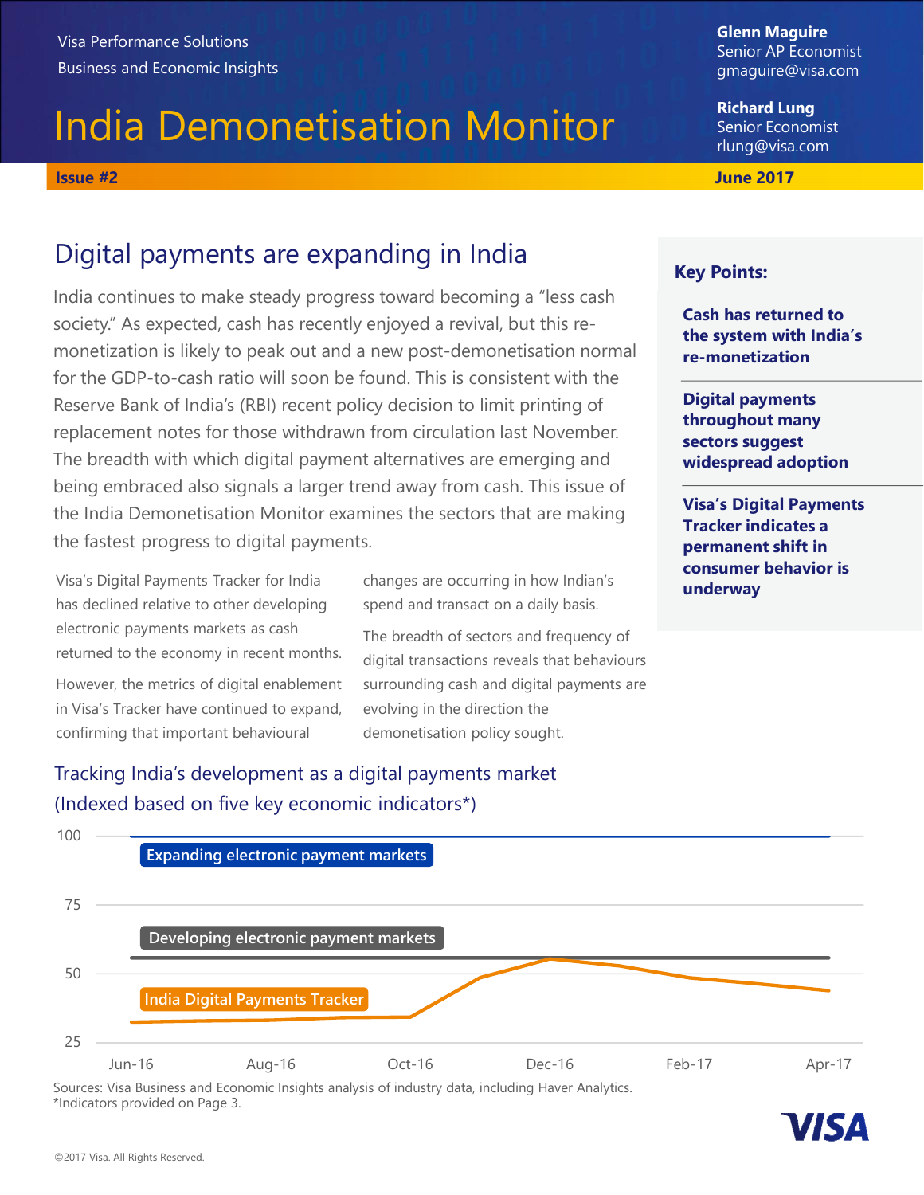Visa Performance Solutions
Business and Economic Insights

# India Demonetisation Monitor

**Glenn Maguire**
Senior AP Economist
gmaguire@visa.com

**Richard Lung**
Senior Economist
rlung@visa.com

**Issue #2** **June 2017**

## Digital payments are expanding in India

India continues to make steady progress toward becoming a "less cash society." As expected, cash has recently enjoyed a revival, but this re-monetization is likely to peak out and a new post-demonetisation normal for the GDP-to-cash ratio will soon be found. This is consistent with the Reserve Bank of India's (RBI) recent policy decision to limit printing of replacement notes for those withdrawn from circulation last November. The breadth with which digital payment alternatives are emerging and being embraced also signals a larger trend away from cash. This issue of the India Demonetisation Monitor examines the sectors that are making the fastest progress to digital payments.

Visa's Digital Payments Tracker for India has declined relative to other developing electronic payments markets as cash returned to the economy in recent months.

However, the metrics of digital enablement in Visa's Tracker have continued to expand, confirming that important behavioural changes are occurring in how Indian's spend and transact on a daily basis.

The breadth of sectors and frequency of digital transactions reveals that behaviours surrounding cash and digital payments are evolving in the direction the demonetisation policy sought.

### Key Points:

**Cash has returned to the system with India's re-monetization**

**Digital payments throughout many sectors suggest widespread adoption**

**Visa's Digital Payments Tracker indicates a permanent shift in consumer behavior is underway**

### Tracking India's development as a digital payments market
### (Indexed based on five key economic indicators*)

Chart series: Expanding electronic payment markets; Developing electronic payment markets; India Digital Payments Tracker. Y-axis: 25, 50, 75, 100. X-axis: Jun-16, Aug-16, Oct-16, Dec-16, Feb-17, Apr-17.

Sources: Visa Business and Economic Insights analysis of industry data, including Haver Analytics.
*Indicators provided on Page 3.

©2017 Visa. All Rights Reserved.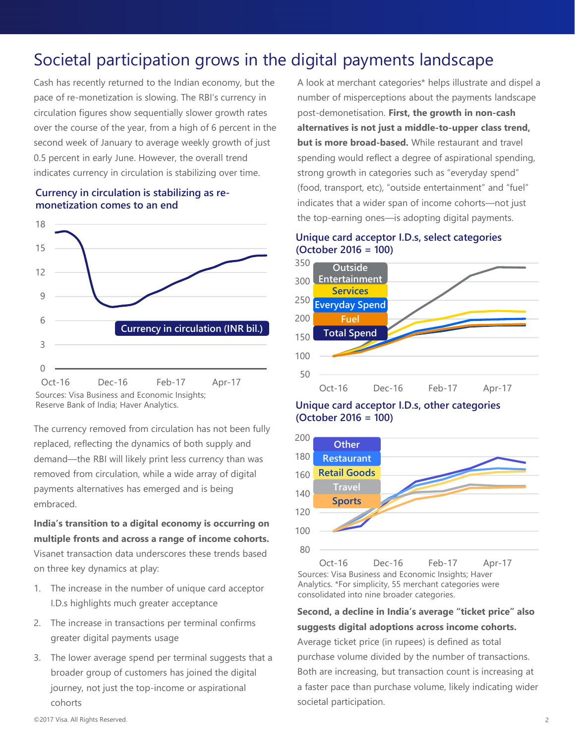# Societal participation grows in the digital payments landscape

Cash has recently returned to the Indian economy, but the pace of re-monetization is slowing. The RBI's currency in circulation figures show sequentially slower growth rates over the course of the year, from a high of 6 percent in the second week of January to average weekly growth of just 0.5 percent in early June. However, the overall trend indicates currency in circulation is stabilizing over time.

**Currency in circulation is stabilizing as re-monetization comes to an end**

Sources: Visa Business and Economic Insights; Reserve Bank of India; Haver Analytics.

The currency removed from circulation has not been fully replaced, reflecting the dynamics of both supply and demand—the RBI will likely print less currency than was removed from circulation, while a wide array of digital payments alternatives has emerged and is being embraced.

**India's transition to a digital economy is occurring on multiple fronts and across a range of income cohorts.** Visanet transaction data underscores these trends based on three key dynamics at play:

1. The increase in the number of unique card acceptor I.D.s highlights much greater acceptance
2. The increase in transactions per terminal confirms greater digital payments usage
3. The lower average spend per terminal suggests that a broader group of customers has joined the digital journey, not just the top-income or aspirational cohorts

A look at merchant categories* helps illustrate and dispel a number of misperceptions about the payments landscape post-demonetisation. **First, the growth in non-cash alternatives is not just a middle-to-upper class trend, but is more broad-based.** While restaurant and travel spending would reflect a degree of aspirational spending, strong growth in categories such as "everyday spend" (food, transport, etc), "outside entertainment" and "fuel" indicates that a wider span of income cohorts—not just the top-earning ones—is adopting digital payments.

**Unique card acceptor I.D.s, select categories (October 2016 = 100)**

**Unique card acceptor I.D.s, other categories (October 2016 = 100)**

Sources: Visa Business and Economic Insights; Haver Analytics. *For simplicity, 55 merchant categories were consolidated into nine broader categories.

**Second, a decline in India's average "ticket price" also suggests digital adoptions across income cohorts.** Average ticket price (in rupees) is defined as total purchase volume divided by the number of transactions. Both are increasing, but transaction count is increasing at a faster pace than purchase volume, likely indicating wider societal participation.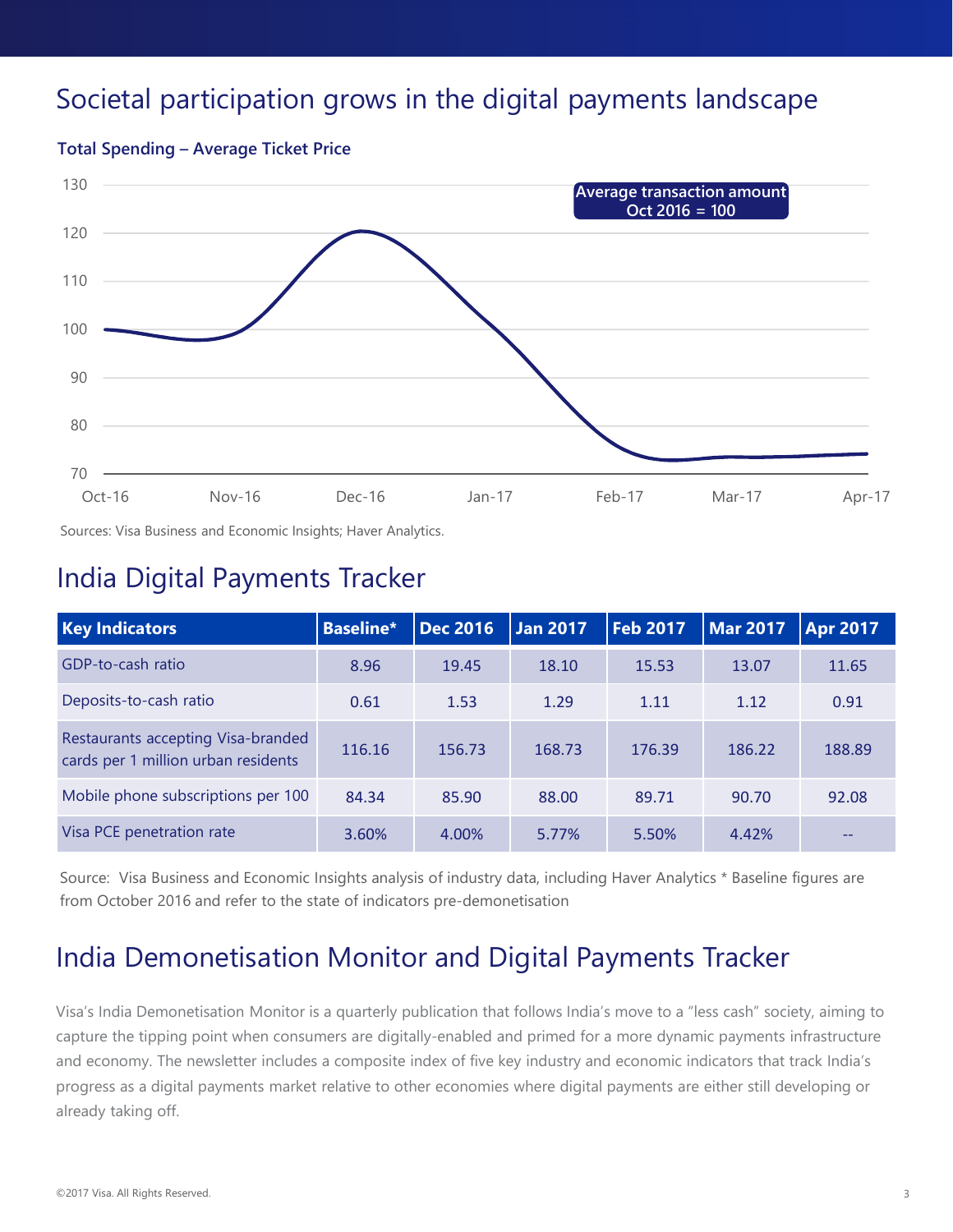# Societal participation grows in the digital payments landscape

**Total Spending – Average Ticket Price**

Average transaction amount Oct 2016 = 100

Sources: Visa Business and Economic Insights; Haver Analytics.

## India Digital Payments Tracker

| Key Indicators | Baseline* | Dec 2016 | Jan 2017 | Feb 2017 | Mar 2017 | Apr 2017 |
|---|---|---|---|---|---|---|
| GDP-to-cash ratio | 8.96 | 19.45 | 18.10 | 15.53 | 13.07 | 11.65 |
| Deposits-to-cash ratio | 0.61 | 1.53 | 1.29 | 1.11 | 1.12 | 0.91 |
| Restaurants accepting Visa-branded cards per 1 million urban residents | 116.16 | 156.73 | 168.73 | 176.39 | 186.22 | 188.89 |
| Mobile phone subscriptions per 100 | 84.34 | 85.90 | 88.00 | 89.71 | 90.70 | 92.08 |
| Visa PCE penetration rate | 3.60% | 4.00% | 5.77% | 5.50% | 4.42% | -- |

Source: Visa Business and Economic Insights analysis of industry data, including Haver Analytics * Baseline figures are from October 2016 and refer to the state of indicators pre-demonetisation

## India Demonetisation Monitor and Digital Payments Tracker

Visa's India Demonetisation Monitor is a quarterly publication that follows India's move to a "less cash" society, aiming to capture the tipping point when consumers are digitally-enabled and primed for a more dynamic payments infrastructure and economy. The newsletter includes a composite index of five key industry and economic indicators that track India's progress as a digital payments market relative to other economies where digital payments are either still developing or already taking off.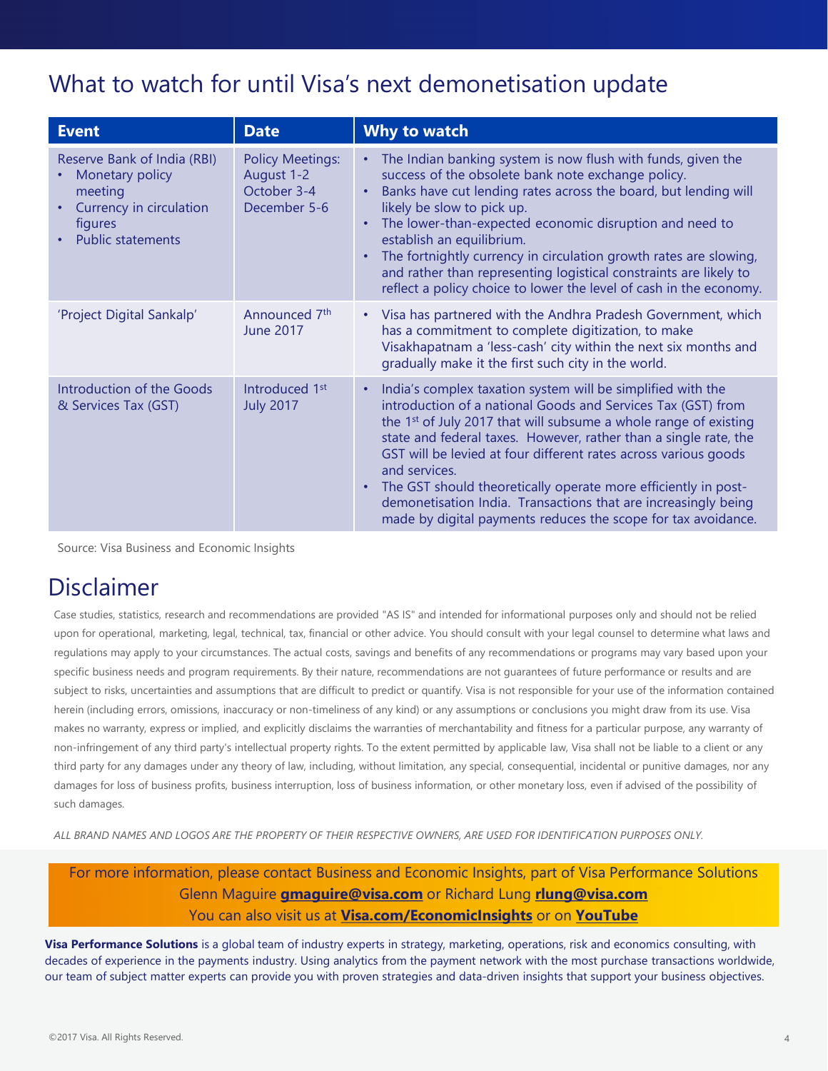## What to watch for until Visa's next demonetisation update

| Event | Date | Why to watch |
|---|---|---|
| Reserve Bank of India (RBI)<br>• Monetary policy meeting<br>• Currency in circulation figures<br>• Public statements | Policy Meetings:<br>August 1-2<br>October 3-4<br>December 5-6 | • The Indian banking system is now flush with funds, given the success of the obsolete bank note exchange policy.<br>• Banks have cut lending rates across the board, but lending will likely be slow to pick up.<br>• The lower-than-expected economic disruption and need to establish an equilibrium.<br>• The fortnightly currency in circulation growth rates are slowing, and rather than representing logistical constraints are likely to reflect a policy choice to lower the level of cash in the economy. |
| 'Project Digital Sankalp' | Announced 7th June 2017 | • Visa has partnered with the Andhra Pradesh Government, which has a commitment to complete digitization, to make Visakhapatnam a 'less-cash' city within the next six months and gradually make it the first such city in the world. |
| Introduction of the Goods & Services Tax (GST) | Introduced 1st July 2017 | • India's complex taxation system will be simplified with the introduction of a national Goods and Services Tax (GST) from the 1st of July 2017 that will subsume a whole range of existing state and federal taxes. However, rather than a single rate, the GST will be levied at four different rates across various goods and services.<br>• The GST should theoretically operate more efficiently in post-demonetisation India. Transactions that are increasingly being made by digital payments reduces the scope for tax avoidance. |

Source: Visa Business and Economic Insights

## Disclaimer

Case studies, statistics, research and recommendations are provided "AS IS" and intended for informational purposes only and should not be relied upon for operational, marketing, legal, technical, tax, financial or other advice. You should consult with your legal counsel to determine what laws and regulations may apply to your circumstances. The actual costs, savings and benefits of any recommendations or programs may vary based upon your specific business needs and program requirements. By their nature, recommendations are not guarantees of future performance or results and are subject to risks, uncertainties and assumptions that are difficult to predict or quantify. Visa is not responsible for your use of the information contained herein (including errors, omissions, inaccuracy or non-timeliness of any kind) or any assumptions or conclusions you might draw from its use. Visa makes no warranty, express or implied, and explicitly disclaims the warranties of merchantability and fitness for a particular purpose, any warranty of non-infringement of any third party's intellectual property rights. To the extent permitted by applicable law, Visa shall not be liable to a client or any third party for any damages under any theory of law, including, without limitation, any special, consequential, incidental or punitive damages, nor any damages for loss of business profits, business interruption, loss of business information, or other monetary loss, even if advised of the possibility of such damages.

*ALL BRAND NAMES AND LOGOS ARE THE PROPERTY OF THEIR RESPECTIVE OWNERS, ARE USED FOR IDENTIFICATION PURPOSES ONLY.*

For more information, please contact Business and Economic Insights, part of Visa Performance Solutions
Glenn Maguire **gmaguire@visa.com** or Richard Lung **rlung@visa.com**
You can also visit us at **Visa.com/EconomicInsights** or on **YouTube**

**Visa Performance Solutions** is a global team of industry experts in strategy, marketing, operations, risk and economics consulting, with decades of experience in the payments industry. Using analytics from the payment network with the most purchase transactions worldwide, our team of subject matter experts can provide you with proven strategies and data-driven insights that support your business objectives.

©2017 Visa. All Rights Reserved.